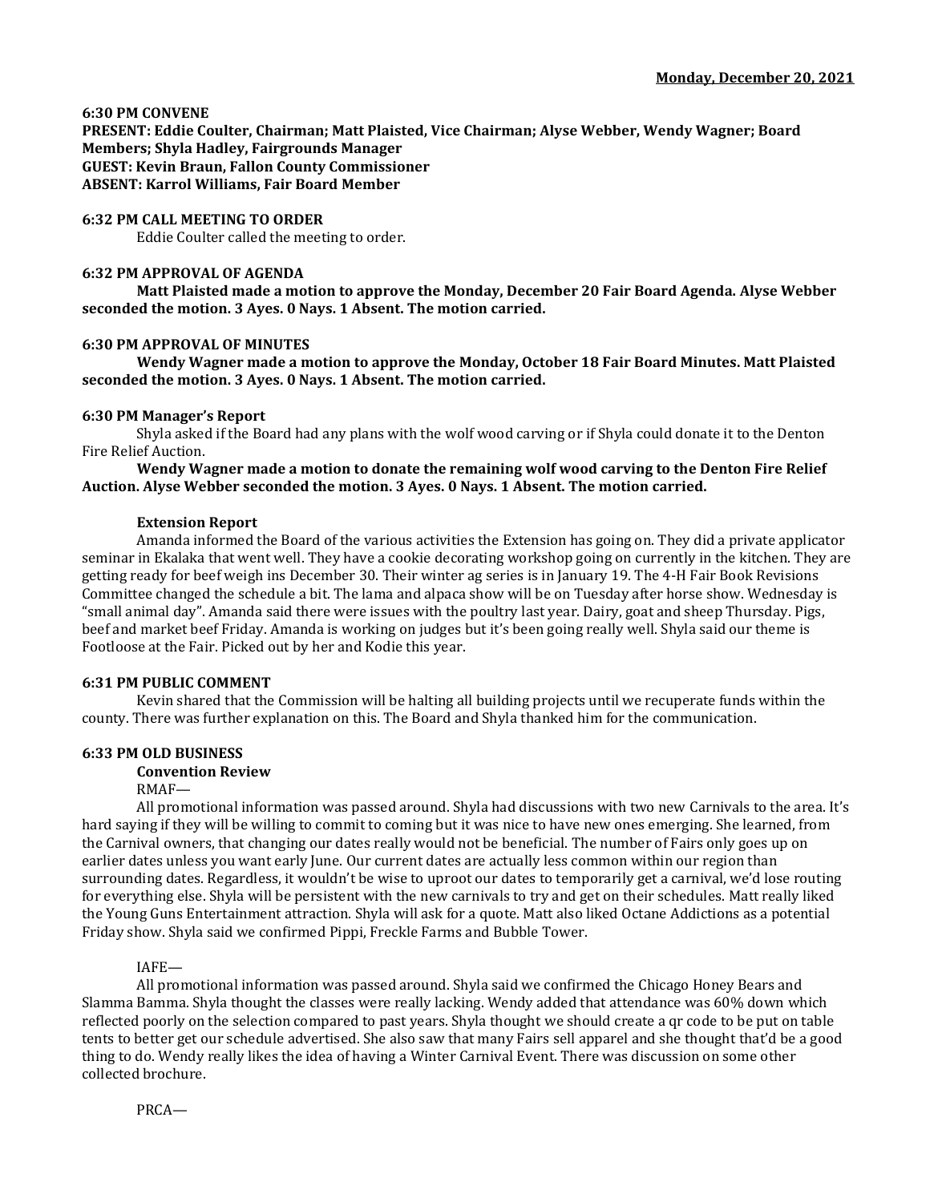**Monday, December 20, 2021**

**6:30 PM CONVENE**
**PRESENT: Eddie Coulter, Chairman; Matt Plaisted, Vice Chairman; Alyse Webber, Wendy Wagner; Board Members; Shyla Hadley, Fairgrounds Manager**
**GUEST: Kevin Braun, Fallon County Commissioner**
**ABSENT: Karrol Williams, Fair Board Member**

**6:32 PM CALL MEETING TO ORDER**

Eddie Coulter called the meeting to order.

**6:32 PM APPROVAL OF AGENDA**

**Matt Plaisted made a motion to approve the Monday, December 20 Fair Board Agenda. Alyse Webber seconded the motion. 3 Ayes. 0 Nays. 1 Absent. The motion carried.**

**6:30 PM APPROVAL OF MINUTES**

**Wendy Wagner made a motion to approve the Monday, October 18 Fair Board Minutes. Matt Plaisted seconded the motion. 3 Ayes. 0 Nays. 1 Absent. The motion carried.**

**6:30 PM Manager's Report**

Shyla asked if the Board had any plans with the wolf wood carving or if Shyla could donate it to the Denton Fire Relief Auction.

**Wendy Wagner made a motion to donate the remaining wolf wood carving to the Denton Fire Relief Auction. Alyse Webber seconded the motion. 3 Ayes. 0 Nays. 1 Absent. The motion carried.**

**Extension Report**

Amanda informed the Board of the various activities the Extension has going on. They did a private applicator seminar in Ekalaka that went well. They have a cookie decorating workshop going on currently in the kitchen. They are getting ready for beef weigh ins December 30. Their winter ag series is in January 19. The 4-H Fair Book Revisions Committee changed the schedule a bit. The lama and alpaca show will be on Tuesday after horse show. Wednesday is "small animal day". Amanda said there were issues with the poultry last year. Dairy, goat and sheep Thursday. Pigs, beef and market beef Friday. Amanda is working on judges but it's been going really well. Shyla said our theme is Footloose at the Fair. Picked out by her and Kodie this year.

**6:31 PM PUBLIC COMMENT**

Kevin shared that the Commission will be halting all building projects until we recuperate funds within the county. There was further explanation on this. The Board and Shyla thanked him for the communication.

**6:33 PM OLD BUSINESS**

**Convention Review**

RMAF—

All promotional information was passed around. Shyla had discussions with two new Carnivals to the area. It's hard saying if they will be willing to commit to coming but it was nice to have new ones emerging. She learned, from the Carnival owners, that changing our dates really would not be beneficial. The number of Fairs only goes up on earlier dates unless you want early June. Our current dates are actually less common within our region than surrounding dates. Regardless, it wouldn't be wise to uproot our dates to temporarily get a carnival, we'd lose routing for everything else. Shyla will be persistent with the new carnivals to try and get on their schedules. Matt really liked the Young Guns Entertainment attraction. Shyla will ask for a quote. Matt also liked Octane Addictions as a potential Friday show. Shyla said we confirmed Pippi, Freckle Farms and Bubble Tower.

IAFE—

All promotional information was passed around. Shyla said we confirmed the Chicago Honey Bears and Slamma Bamma. Shyla thought the classes were really lacking. Wendy added that attendance was 60% down which reflected poorly on the selection compared to past years. Shyla thought we should create a qr code to be put on table tents to better get our schedule advertised. She also saw that many Fairs sell apparel and she thought that'd be a good thing to do. Wendy really likes the idea of having a Winter Carnival Event. There was discussion on some other collected brochure.

PRCA—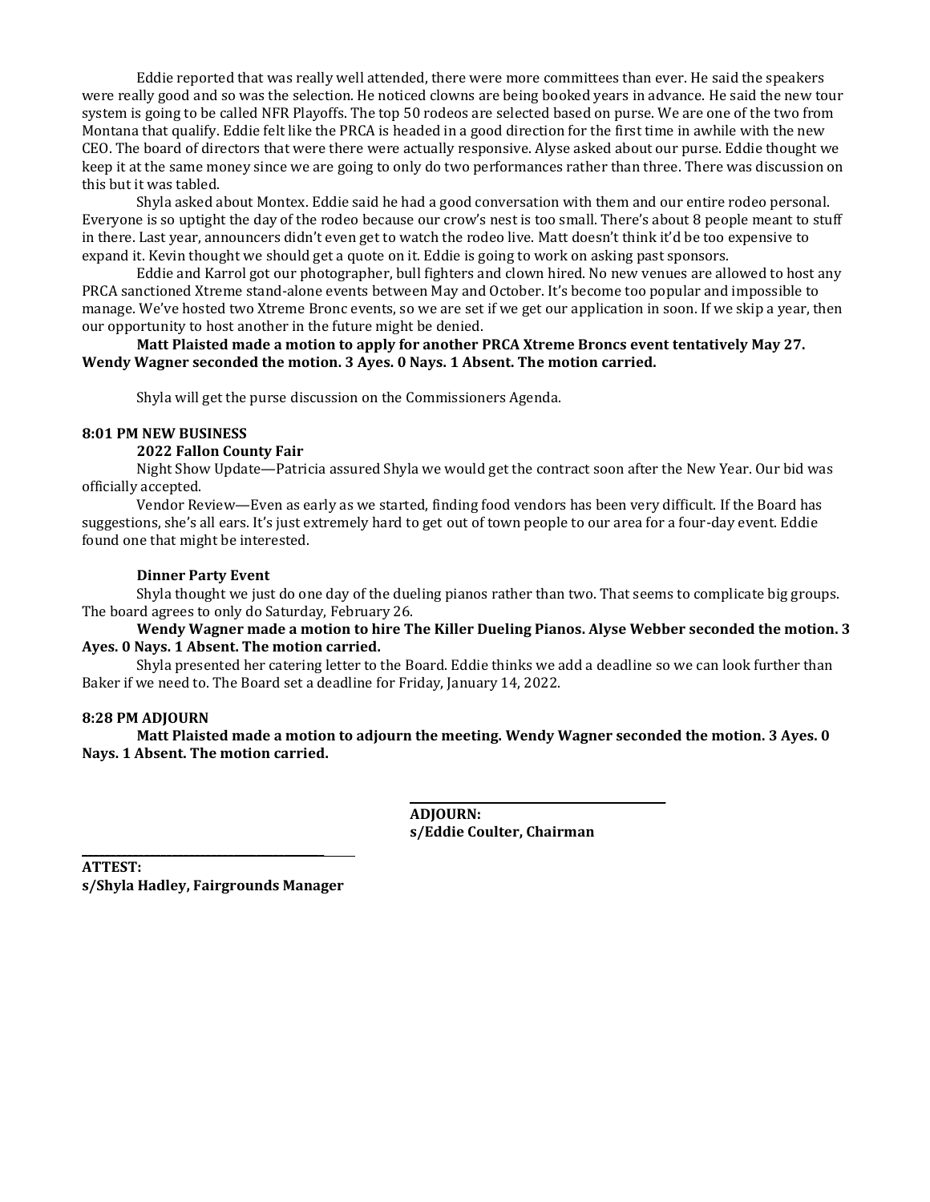Eddie reported that was really well attended, there were more committees than ever. He said the speakers were really good and so was the selection. He noticed clowns are being booked years in advance. He said the new tour system is going to be called NFR Playoffs. The top 50 rodeos are selected based on purse. We are one of the two from Montana that qualify. Eddie felt like the PRCA is headed in a good direction for the first time in awhile with the new CEO. The board of directors that were there were actually responsive. Alyse asked about our purse. Eddie thought we keep it at the same money since we are going to only do two performances rather than three. There was discussion on this but it was tabled.

Shyla asked about Montex. Eddie said he had a good conversation with them and our entire rodeo personal. Everyone is so uptight the day of the rodeo because our crow's nest is too small. There's about 8 people meant to stuff in there. Last year, announcers didn't even get to watch the rodeo live. Matt doesn't think it'd be too expensive to expand it. Kevin thought we should get a quote on it. Eddie is going to work on asking past sponsors.

Eddie and Karrol got our photographer, bull fighters and clown hired. No new venues are allowed to host any PRCA sanctioned Xtreme stand-alone events between May and October. It's become too popular and impossible to manage. We've hosted two Xtreme Bronc events, so we are set if we get our application in soon. If we skip a year, then our opportunity to host another in the future might be denied.

**Matt Plaisted made a motion to apply for another PRCA Xtreme Broncs event tentatively May 27. Wendy Wagner seconded the motion. 3 Ayes. 0 Nays. 1 Absent. The motion carried.**

Shyla will get the purse discussion on the Commissioners Agenda.

**8:01 PM NEW BUSINESS**

**2022 Fallon County Fair**

Night Show Update—Patricia assured Shyla we would get the contract soon after the New Year. Our bid was officially accepted.

Vendor Review—Even as early as we started, finding food vendors has been very difficult. If the Board has suggestions, she's all ears. It's just extremely hard to get out of town people to our area for a four-day event. Eddie found one that might be interested.

**Dinner Party Event**

Shyla thought we just do one day of the dueling pianos rather than two. That seems to complicate big groups. The board agrees to only do Saturday, February 26.

**Wendy Wagner made a motion to hire The Killer Dueling Pianos. Alyse Webber seconded the motion. 3 Ayes. 0 Nays. 1 Absent. The motion carried.**

Shyla presented her catering letter to the Board. Eddie thinks we add a deadline so we can look further than Baker if we need to. The Board set a deadline for Friday, January 14, 2022.

**8:28 PM ADJOURN**

**Matt Plaisted made a motion to adjourn the meeting. Wendy Wagner seconded the motion. 3 Ayes. 0 Nays. 1 Absent. The motion carried.**

**ADJOURN:**
**s/Eddie Coulter, Chairman**

**ATTEST:**
**s/Shyla Hadley, Fairgrounds Manager**